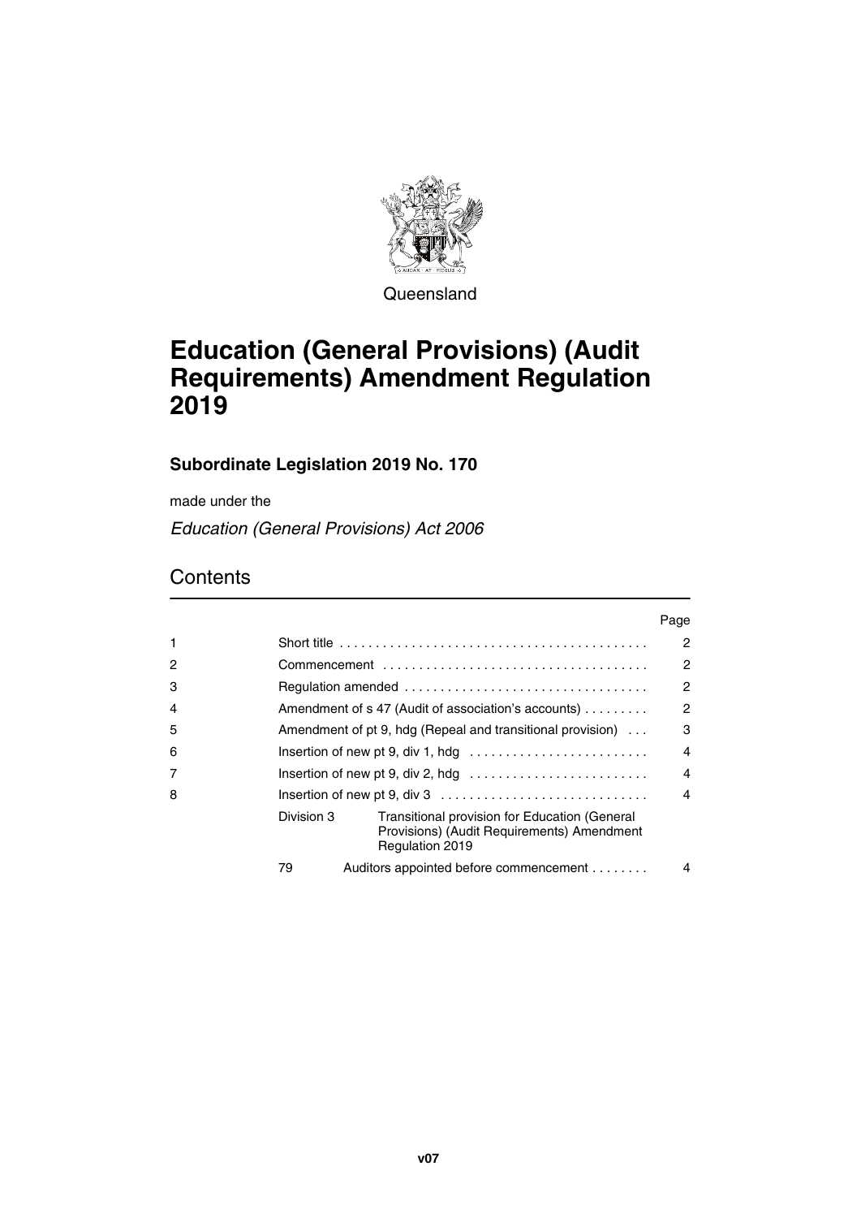Queensland

# Education (General Provisions) (Audit Requirements) Amendment Regulation 2019

## Subordinate Legislation 2019 No. 170

made under the

*Education (General Provisions) Act 2006*

## Contents

| | | Page |
|---|---|---|
| 1 | Short title | 2 |
| 2 | Commencement | 2 |
| 3 | Regulation amended | 2 |
| 4 | Amendment of s 47 (Audit of association's accounts) | 2 |
| 5 | Amendment of pt 9, hdg (Repeal and transitional provision) | 3 |
| 6 | Insertion of new pt 9, div 1, hdg | 4 |
| 7 | Insertion of new pt 9, div 2, hdg | 4 |
| 8 | Insertion of new pt 9, div 3 | 4 |
| | Division 3 Transitional provision for Education (General Provisions) (Audit Requirements) Amendment Regulation 2019 | |
| | 79 Auditors appointed before commencement | 4 |

v07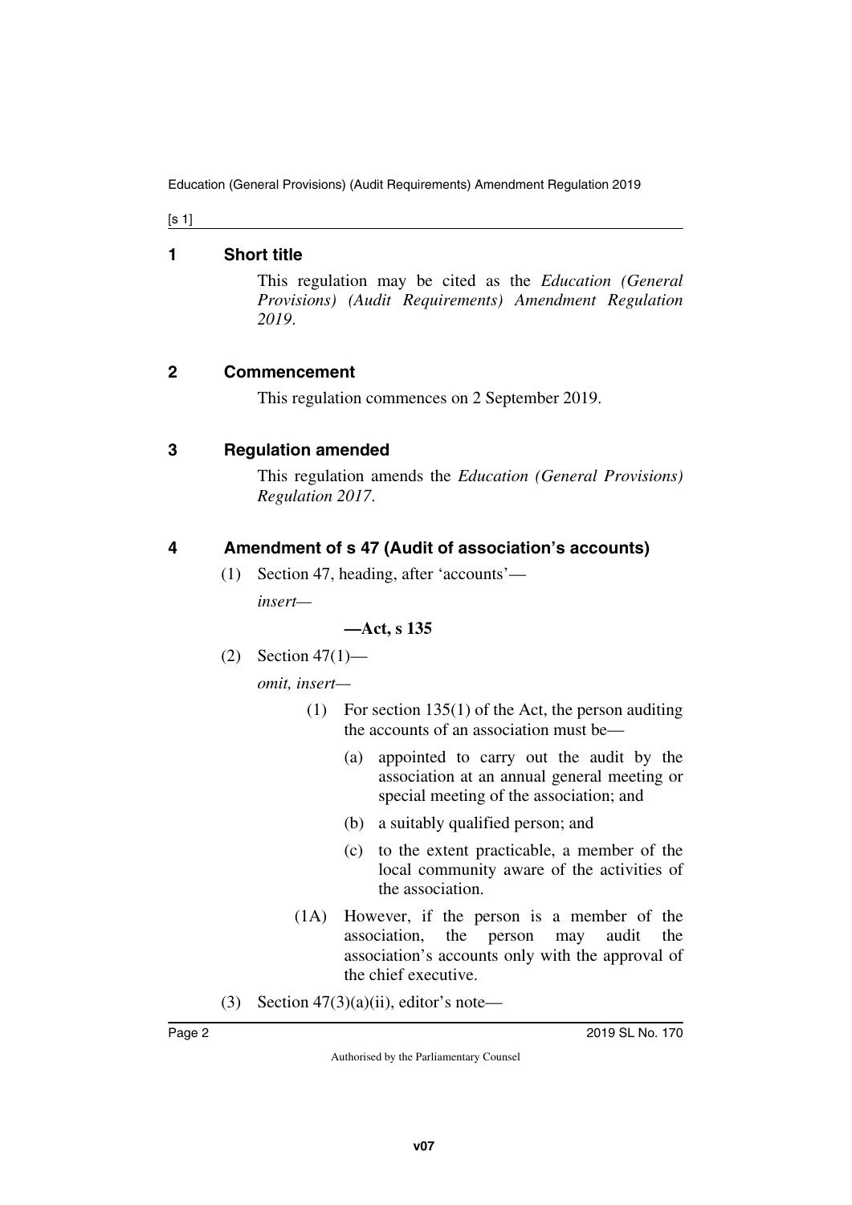## 1 Short title

This regulation may be cited as the *Education (General Provisions) (Audit Requirements) Amendment Regulation 2019*.

## 2 Commencement

This regulation commences on 2 September 2019.

## 3 Regulation amended

This regulation amends the *Education (General Provisions) Regulation 2017*.

## 4 Amendment of s 47 (Audit of association's accounts)

(1) Section 47, heading, after 'accounts'—

*insert—*

**—Act, s 135**

(2) Section 47(1)—

*omit, insert—*

(1) For section 135(1) of the Act, the person auditing the accounts of an association must be—

(a) appointed to carry out the audit by the association at an annual general meeting or special meeting of the association; and

(b) a suitably qualified person; and

(c) to the extent practicable, a member of the local community aware of the activities of the association.

(1A) However, if the person is a member of the association, the person may audit the association's accounts only with the approval of the chief executive.

(3) Section 47(3)(a)(ii), editor's note—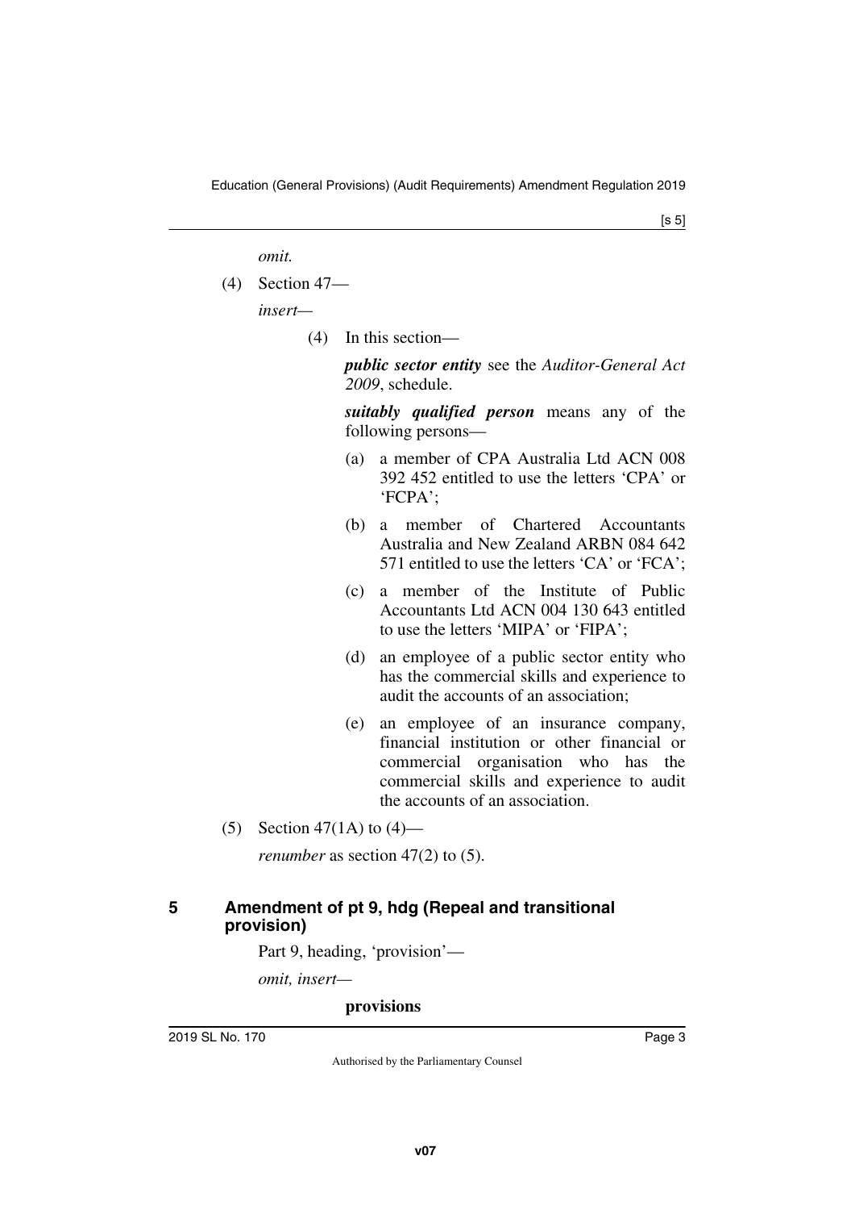*omit.*

(4) Section 47—

*insert*—

(4) In this section—

***public sector entity*** see the *Auditor-General Act 2009*, schedule.

***suitably qualified person*** means any of the following persons—

(a) a member of CPA Australia Ltd ACN 008 392 452 entitled to use the letters 'CPA' or 'FCPA';

(b) a member of Chartered Accountants Australia and New Zealand ARBN 084 642 571 entitled to use the letters 'CA' or 'FCA';

(c) a member of the Institute of Public Accountants Ltd ACN 004 130 643 entitled to use the letters 'MIPA' or 'FIPA';

(d) an employee of a public sector entity who has the commercial skills and experience to audit the accounts of an association;

(e) an employee of an insurance company, financial institution or other financial or commercial organisation who has the commercial skills and experience to audit the accounts of an association.

(5) Section 47(1A) to (4)—

*renumber* as section 47(2) to (5).

## 5 Amendment of pt 9, hdg (Repeal and transitional provision)

Part 9, heading, 'provision'—

*omit, insert*—

**provisions**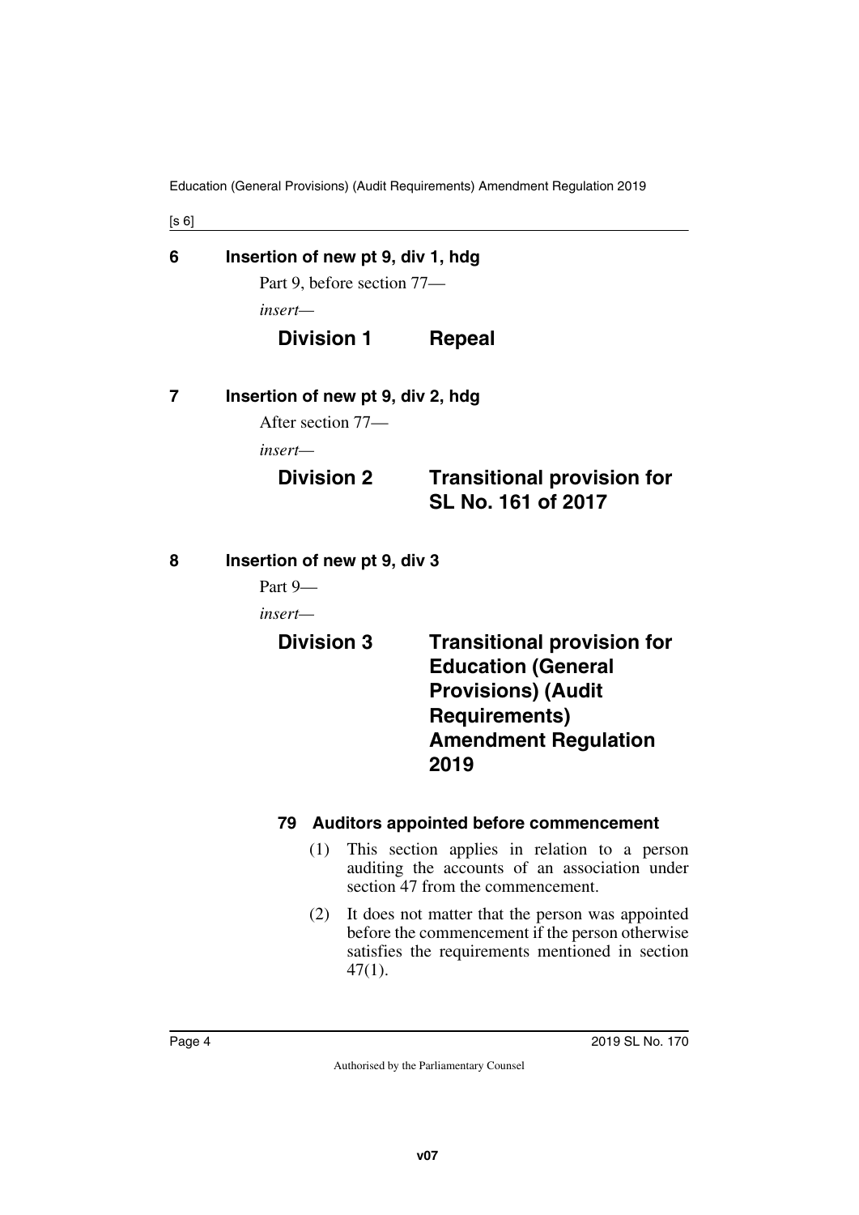## 6 Insertion of new pt 9, div 1, hdg

Part 9, before section 77—

*insert—*

### Division 1 Repeal

## 7 Insertion of new pt 9, div 2, hdg

After section 77—

*insert—*

### Division 2 Transitional provision for SL No. 161 of 2017

## 8 Insertion of new pt 9, div 3

Part 9—

*insert—*

### Division 3 Transitional provision for Education (General Provisions) (Audit Requirements) Amendment Regulation 2019

#### 79 Auditors appointed before commencement

(1) This section applies in relation to a person auditing the accounts of an association under section 47 from the commencement.

(2) It does not matter that the person was appointed before the commencement if the person otherwise satisfies the requirements mentioned in section 47(1).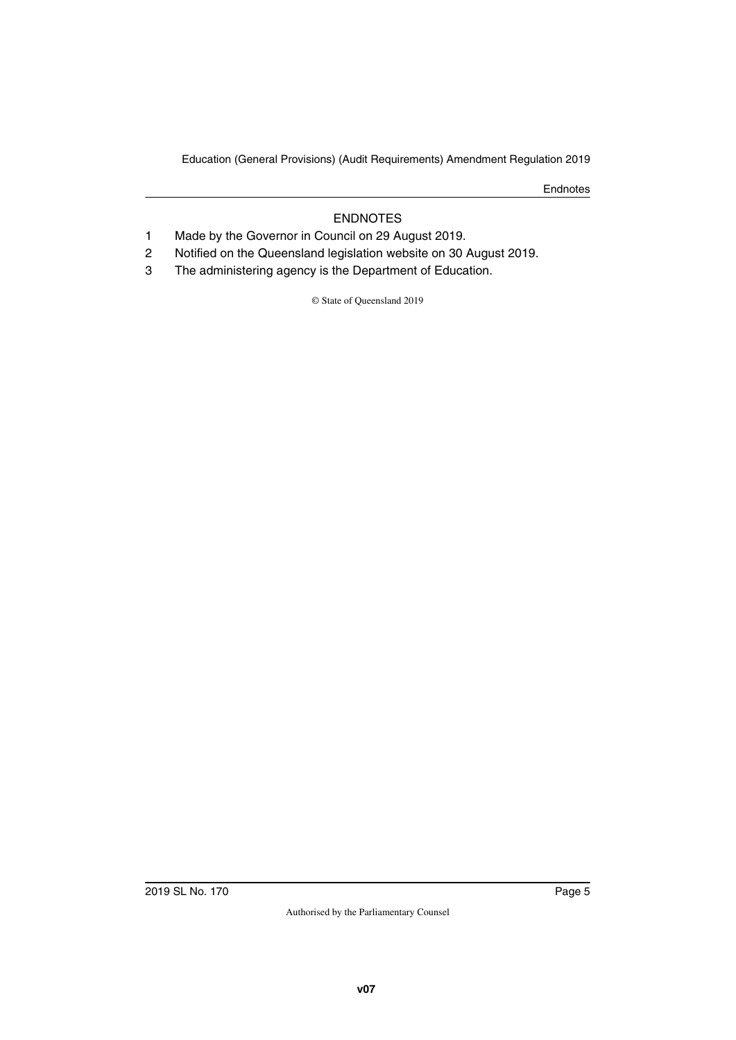## ENDNOTES

1 Made by the Governor in Council on 29 August 2019.

2 Notified on the Queensland legislation website on 30 August 2019.

3 The administering agency is the Department of Education.

© State of Queensland 2019